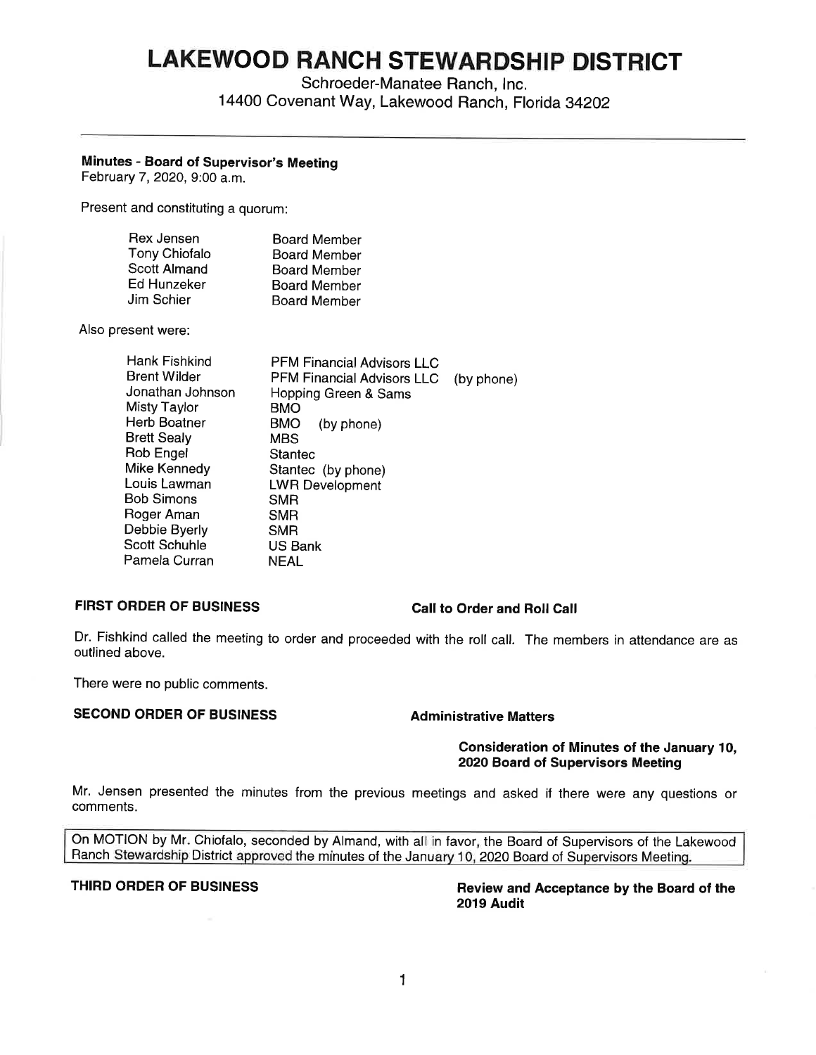# LAKEWOOD RANCH STEWARDSHIP DISTRICT

Schroeder-Manatee Ranch, Inc.
14400 Covenant Way, Lakewood Ranch, Florida 34202

---

**Minutes - Board of Supervisor's Meeting**
February 7, 2020, 9:00 a.m.

Present and constituting a quorum:

| | |
|---|---|
| Rex Jensen | Board Member |
| Tony Chiofalo | Board Member |
| Scott Almand | Board Member |
| Ed Hunzeker | Board Member |
| Jim Schier | Board Member |

Also present were:

| | |
|---|---|
| Hank Fishkind | PFM Financial Advisors LLC |
| Brent Wilder | PFM Financial Advisors LLC (by phone) |
| Jonathan Johnson | Hopping Green & Sams |
| Misty Taylor | BMO |
| Herb Boatner | BMO (by phone) |
| Brett Sealy | MBS |
| Rob Engel | Stantec |
| Mike Kennedy | Stantec (by phone) |
| Louis Lawman | LWR Development |
| Bob Simons | SMR |
| Roger Aman | SMR |
| Debbie Byerly | SMR |
| Scott Schuhle | US Bank |
| Pamela Curran | NEAL |

**FIRST ORDER OF BUSINESS** — **Call to Order and Roll Call**

Dr. Fishkind called the meeting to order and proceeded with the roll call. The members in attendance are as outlined above.

There were no public comments.

**SECOND ORDER OF BUSINESS** — **Administrative Matters**

**Consideration of Minutes of the January 10, 2020 Board of Supervisors Meeting**

Mr. Jensen presented the minutes from the previous meetings and asked if there were any questions or comments.

On MOTION by Mr. Chiofalo, seconded by Almand, with all in favor, the Board of Supervisors of the Lakewood Ranch Stewardship District approved the minutes of the January 10, 2020 Board of Supervisors Meeting.

**THIRD ORDER OF BUSINESS** — **Review and Acceptance by the Board of the 2019 Audit**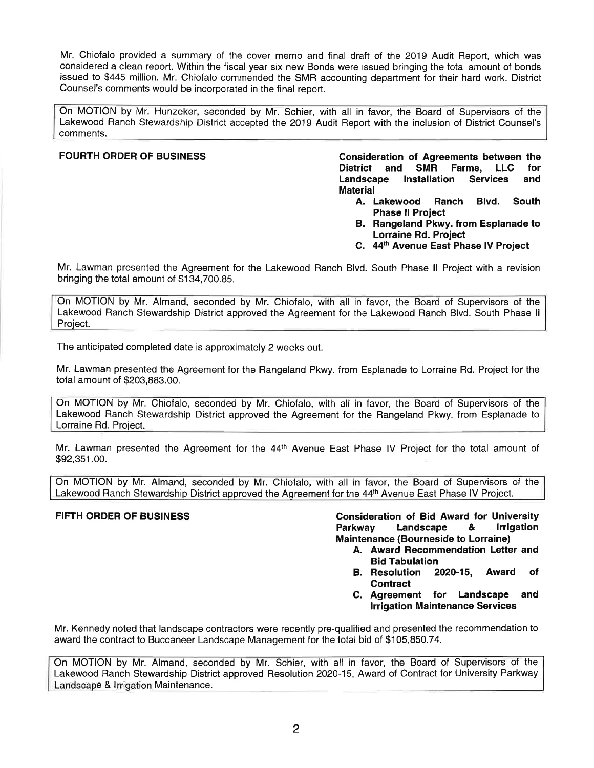Mr. Chiofalo provided a summary of the cover memo and final draft of the 2019 Audit Report, which was considered a clean report. Within the fiscal year six new Bonds were issued bringing the total amount of bonds issued to $445 million. Mr. Chiofalo commended the SMR accounting department for their hard work. District Counsel's comments would be incorporated in the final report.

> On MOTION by Mr. Hunzeker, seconded by Mr. Schier, with all in favor, the Board of Supervisors of the Lakewood Ranch Stewardship District accepted the 2019 Audit Report with the inclusion of District Counsel's comments.

**FOURTH ORDER OF BUSINESS** — **Consideration of Agreements between the District and SMR Farms, LLC for Landscape Installation Services and Material**

**A. Lakewood Ranch Blvd. South Phase II Project**
**B. Rangeland Pkwy. from Esplanade to Lorraine Rd. Project**
**C. 44th Avenue East Phase IV Project**

Mr. Lawman presented the Agreement for the Lakewood Ranch Blvd. South Phase II Project with a revision bringing the total amount of $134,700.85.

> On MOTION by Mr. Almand, seconded by Mr. Chiofalo, with all in favor, the Board of Supervisors of the Lakewood Ranch Stewardship District approved the Agreement for the Lakewood Ranch Blvd. South Phase II Project.

The anticipated completed date is approximately 2 weeks out.

Mr. Lawman presented the Agreement for the Rangeland Pkwy. from Esplanade to Lorraine Rd. Project for the total amount of $203,883.00.

> On MOTION by Mr. Chiofalo, seconded by Mr. Chiofalo, with all in favor, the Board of Supervisors of the Lakewood Ranch Stewardship District approved the Agreement for the Rangeland Pkwy. from Esplanade to Lorraine Rd. Project.

Mr. Lawman presented the Agreement for the 44th Avenue East Phase IV Project for the total amount of $92,351.00.

> On MOTION by Mr. Almand, seconded by Mr. Chiofalo, with all in favor, the Board of Supervisors of the Lakewood Ranch Stewardship District approved the Agreement for the 44th Avenue East Phase IV Project.

**FIFTH ORDER OF BUSINESS** — **Consideration of Bid Award for University Parkway Landscape & Irrigation Maintenance (Bourneside to Lorraine)**

**A. Award Recommendation Letter and Bid Tabulation**
**B. Resolution 2020-15, Award of Contract**
**C. Agreement for Landscape and Irrigation Maintenance Services**

Mr. Kennedy noted that landscape contractors were recently pre-qualified and presented the recommendation to award the contract to Buccaneer Landscape Management for the total bid of $105,850.74.

> On MOTION by Mr. Almand, seconded by Mr. Schier, with all in favor, the Board of Supervisors of the Lakewood Ranch Stewardship District approved Resolution 2020-15, Award of Contract for University Parkway Landscape & Irrigation Maintenance.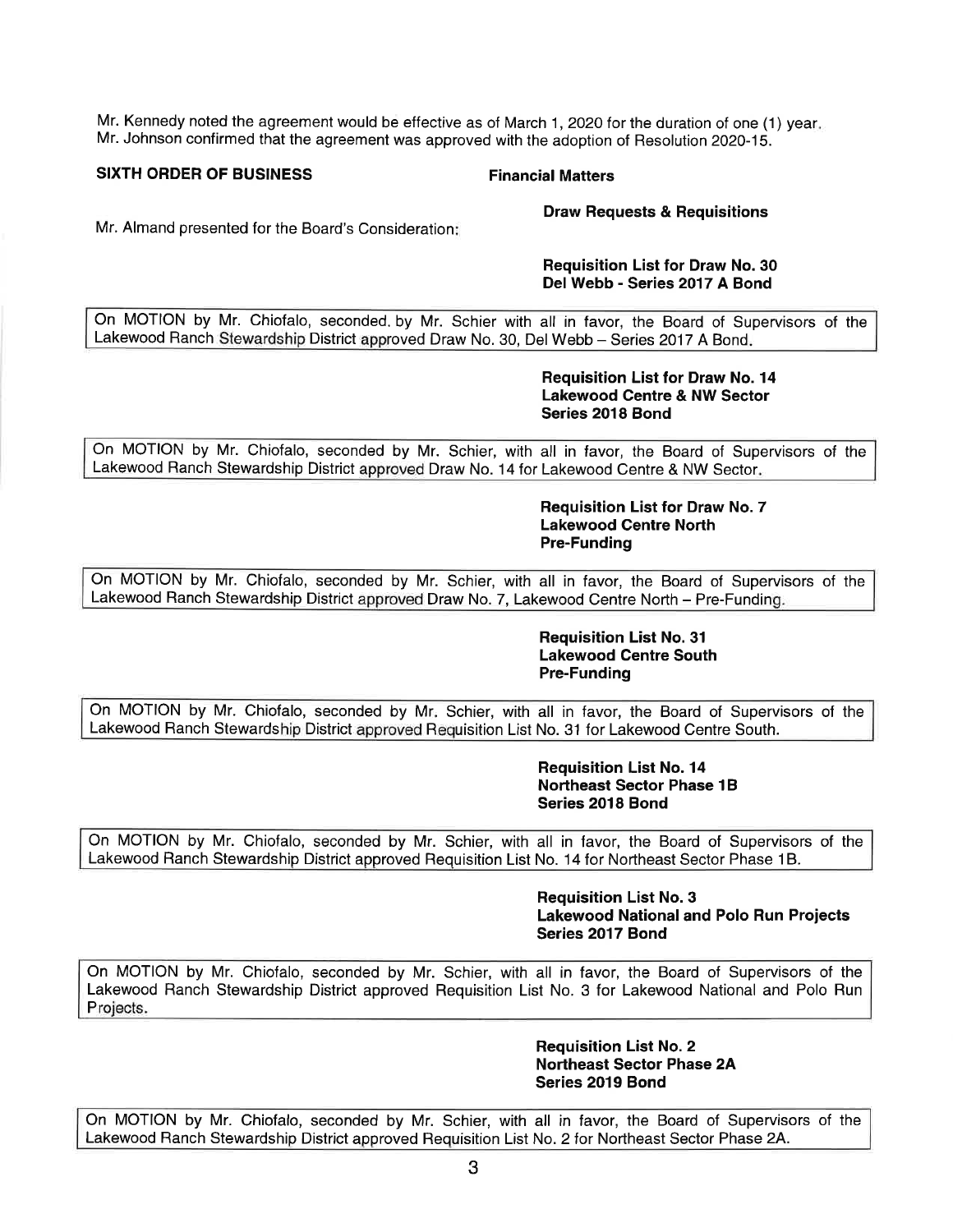Mr. Kennedy noted the agreement would be effective as of March 1, 2020 for the duration of one (1) year. Mr. Johnson confirmed that the agreement was approved with the adoption of Resolution 2020-15.

**SIXTH ORDER OF BUSINESS** **Financial Matters**

**Draw Requests & Requisitions**

Mr. Almand presented for the Board's Consideration:

**Requisition List for Draw No. 30**
**Del Webb - Series 2017 A Bond**

On MOTION by Mr. Chiofalo, seconded. by Mr. Schier with all in favor, the Board of Supervisors of the Lakewood Ranch Stewardship District approved Draw No. 30, Del Webb – Series 2017 A Bond.

**Requisition List for Draw No. 14**
**Lakewood Centre & NW Sector**
**Series 2018 Bond**

On MOTION by Mr. Chiofalo, seconded by Mr. Schier, with all in favor, the Board of Supervisors of the Lakewood Ranch Stewardship District approved Draw No. 14 for Lakewood Centre & NW Sector.

**Requisition List for Draw No. 7**
**Lakewood Centre North**
**Pre-Funding**

On MOTION by Mr. Chiofalo, seconded by Mr. Schier, with all in favor, the Board of Supervisors of the Lakewood Ranch Stewardship District approved Draw No. 7, Lakewood Centre North – Pre-Funding.

**Requisition List No. 31**
**Lakewood Centre South**
**Pre-Funding**

On MOTION by Mr. Chiofalo, seconded by Mr. Schier, with all in favor, the Board of Supervisors of the Lakewood Ranch Stewardship District approved Requisition List No. 31 for Lakewood Centre South.

**Requisition List No. 14**
**Northeast Sector Phase 1B**
**Series 2018 Bond**

On MOTION by Mr. Chiofalo, seconded by Mr. Schier, with all in favor, the Board of Supervisors of the Lakewood Ranch Stewardship District approved Requisition List No. 14 for Northeast Sector Phase 1B.

**Requisition List No. 3**
**Lakewood National and Polo Run Projects**
**Series 2017 Bond**

On MOTION by Mr. Chiofalo, seconded by Mr. Schier, with all in favor, the Board of Supervisors of the Lakewood Ranch Stewardship District approved Requisition List No. 3 for Lakewood National and Polo Run Projects.

**Requisition List No. 2**
**Northeast Sector Phase 2A**
**Series 2019 Bond**

On MOTION by Mr. Chiofalo, seconded by Mr. Schier, with all in favor, the Board of Supervisors of the Lakewood Ranch Stewardship District approved Requisition List No. 2 for Northeast Sector Phase 2A.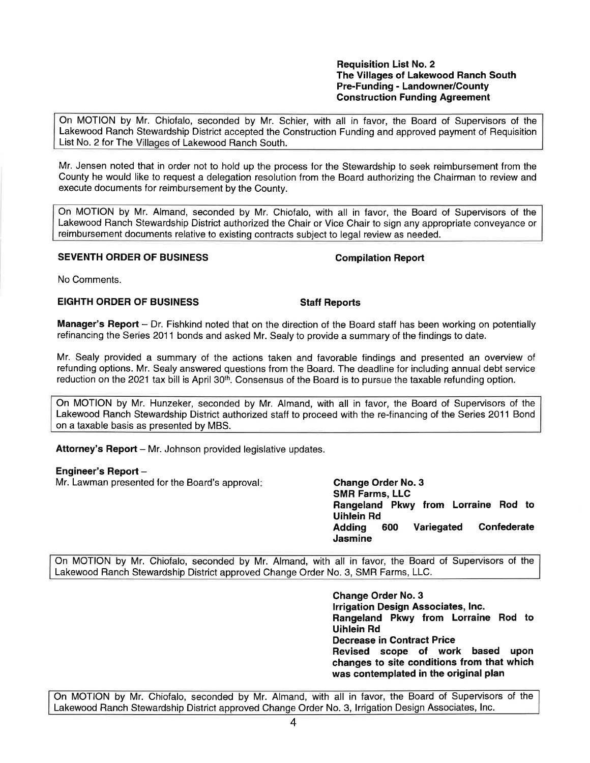**Requisition List No. 2**
**The Villages of Lakewood Ranch South**
**Pre-Funding - Landowner/County**
**Construction Funding Agreement**

On MOTION by Mr. Chiofalo, seconded by Mr. Schier, with all in favor, the Board of Supervisors of the Lakewood Ranch Stewardship District accepted the Construction Funding and approved payment of Requisition List No. 2 for The Villages of Lakewood Ranch South.

Mr. Jensen noted that in order not to hold up the process for the Stewardship to seek reimbursement from the County he would like to request a delegation resolution from the Board authorizing the Chairman to review and execute documents for reimbursement by the County.

On MOTION by Mr. Almand, seconded by Mr. Chiofalo, with all in favor, the Board of Supervisors of the Lakewood Ranch Stewardship District authorized the Chair or Vice Chair to sign any appropriate conveyance or reimbursement documents relative to existing contracts subject to legal review as needed.

**SEVENTH ORDER OF BUSINESS** **Compilation Report**

No Comments.

**EIGHTH ORDER OF BUSINESS** **Staff Reports**

**Manager's Report** – Dr. Fishkind noted that on the direction of the Board staff has been working on potentially refinancing the Series 2011 bonds and asked Mr. Sealy to provide a summary of the findings to date.

Mr. Sealy provided a summary of the actions taken and favorable findings and presented an overview of refunding options. Mr. Sealy answered questions from the Board. The deadline for including annual debt service reduction on the 2021 tax bill is April 30th. Consensus of the Board is to pursue the taxable refunding option.

On MOTION by Mr. Hunzeker, seconded by Mr. Almand, with all in favor, the Board of Supervisors of the Lakewood Ranch Stewardship District authorized staff to proceed with the re-financing of the Series 2011 Bond on a taxable basis as presented by MBS.

**Attorney's Report** – Mr. Johnson provided legislative updates.

**Engineer's Report** –

Mr. Lawman presented for the Board's approval:

**Change Order No. 3**
**SMR Farms, LLC**
**Rangeland Pkwy from Lorraine Rod to Uihlein Rd**
**Adding 600 Variegated Confederate Jasmine**

On MOTION by Mr. Chiofalo, seconded by Mr. Almand, with all in favor, the Board of Supervisors of the Lakewood Ranch Stewardship District approved Change Order No. 3, SMR Farms, LLC.

**Change Order No. 3**
**Irrigation Design Associates, Inc.**
**Rangeland Pkwy from Lorraine Rod to Uihlein Rd**
**Decrease in Contract Price**
**Revised scope of work based upon changes to site conditions from that which was contemplated in the original plan**

On MOTION by Mr. Chiofalo, seconded by Mr. Almand, with all in favor, the Board of Supervisors of the Lakewood Ranch Stewardship District approved Change Order No. 3, Irrigation Design Associates, Inc.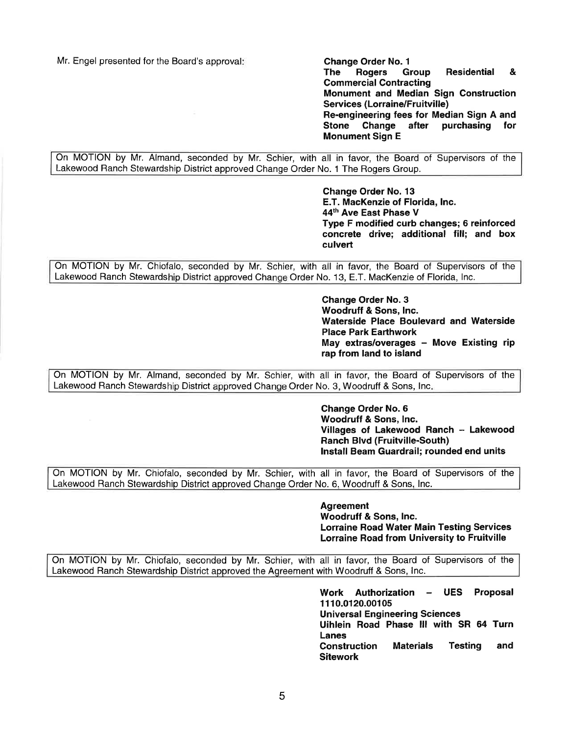Mr. Engel presented for the Board's approval:

**Change Order No. 1**
**The Rogers Group Residential & Commercial Contracting**
**Monument and Median Sign Construction Services (Lorraine/Fruitville)**
**Re-engineering fees for Median Sign A and Stone Change after purchasing for Monument Sign E**

On MOTION by Mr. Almand, seconded by Mr. Schier, with all in favor, the Board of Supervisors of the Lakewood Ranch Stewardship District approved Change Order No. 1 The Rogers Group.

**Change Order No. 13**
**E.T. MacKenzie of Florida, Inc.**
**44th Ave East Phase V**
**Type F modified curb changes; 6 reinforced concrete drive; additional fill; and box culvert**

On MOTION by Mr. Chiofalo, seconded by Mr. Schier, with all in favor, the Board of Supervisors of the Lakewood Ranch Stewardship District approved Change Order No. 13, E.T. MacKenzie of Florida, Inc.

**Change Order No. 3**
**Woodruff & Sons, Inc.**
**Waterside Place Boulevard and Waterside Place Park Earthwork**
**May extras/overages – Move Existing rip rap from land to island**

On MOTION by Mr. Almand, seconded by Mr. Schier, with all in favor, the Board of Supervisors of the Lakewood Ranch Stewardship District approved Change Order No. 3, Woodruff & Sons, Inc.

**Change Order No. 6**
**Woodruff & Sons, Inc.**
**Villages of Lakewood Ranch – Lakewood Ranch Blvd (Fruitville-South)**
**Install Beam Guardrail; rounded end units**

On MOTION by Mr. Chiofalo, seconded by Mr. Schier, with all in favor, the Board of Supervisors of the Lakewood Ranch Stewardship District approved Change Order No. 6, Woodruff & Sons, Inc.

**Agreement**
**Woodruff & Sons, Inc.**
**Lorraine Road Water Main Testing Services**
**Lorraine Road from University to Fruitville**

On MOTION by Mr. Chiofalo, seconded by Mr. Schier, with all in favor, the Board of Supervisors of the Lakewood Ranch Stewardship District approved the Agreement with Woodruff & Sons, Inc.

**Work Authorization – UES Proposal 1110.0120.00105**
**Universal Engineering Sciences**
**Uihlein Road Phase III with SR 64 Turn Lanes**
**Construction Materials Testing and Sitework**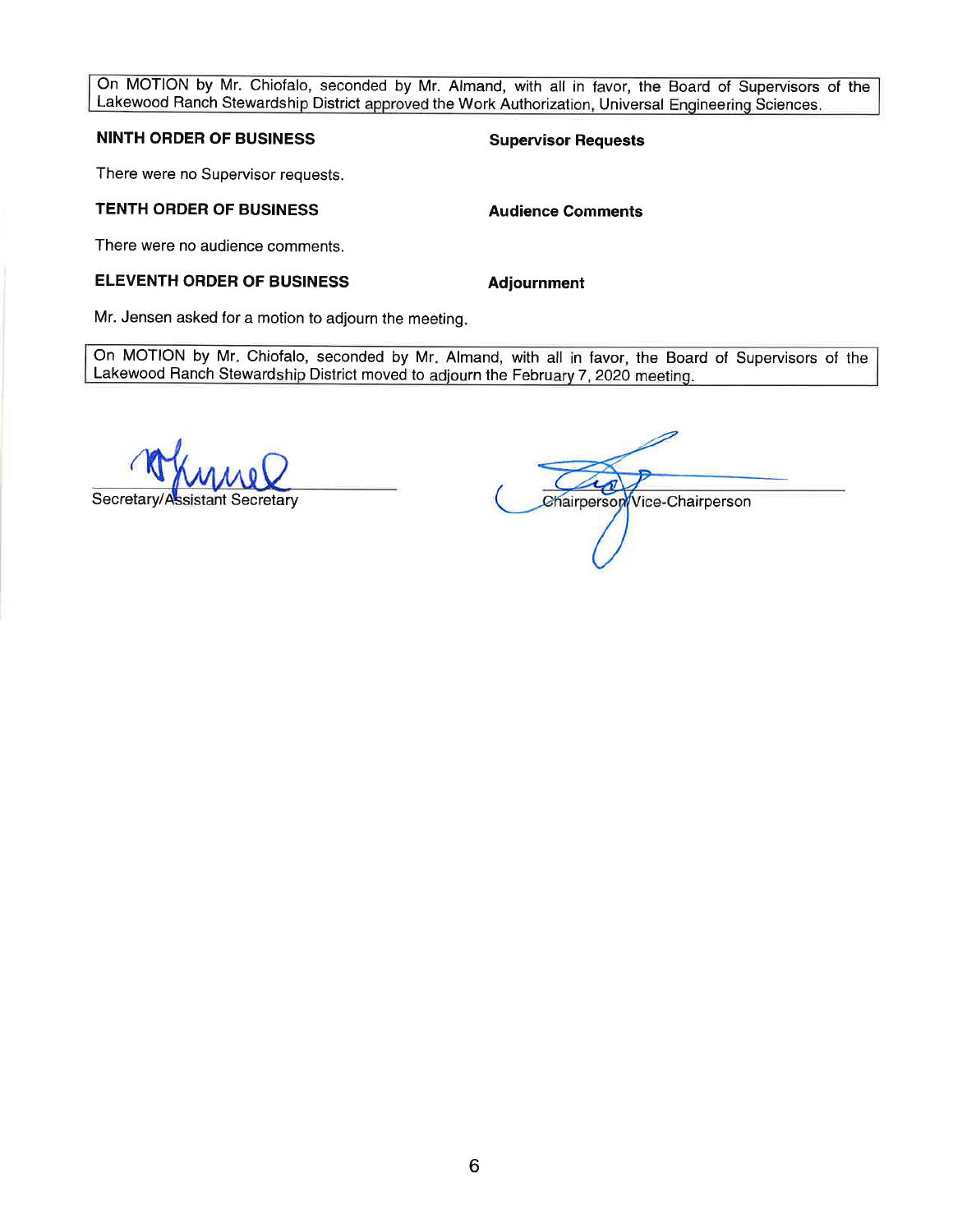On MOTION by Mr. Chiofalo, seconded by Mr. Almand, with all in favor, the Board of Supervisors of the Lakewood Ranch Stewardship District approved the Work Authorization, Universal Engineering Sciences.

**NINTH ORDER OF BUSINESS** **Supervisor Requests**

There were no Supervisor requests.

**TENTH ORDER OF BUSINESS** **Audience Comments**

There were no audience comments.

**ELEVENTH ORDER OF BUSINESS** **Adjournment**

Mr. Jensen asked for a motion to adjourn the meeting.

On MOTION by Mr. Chiofalo, seconded by Mr. Almand, with all in favor, the Board of Supervisors of the Lakewood Ranch Stewardship District moved to adjourn the February 7, 2020 meeting.

Secretary/Assistant Secretary

Chairperson/Vice-Chairperson